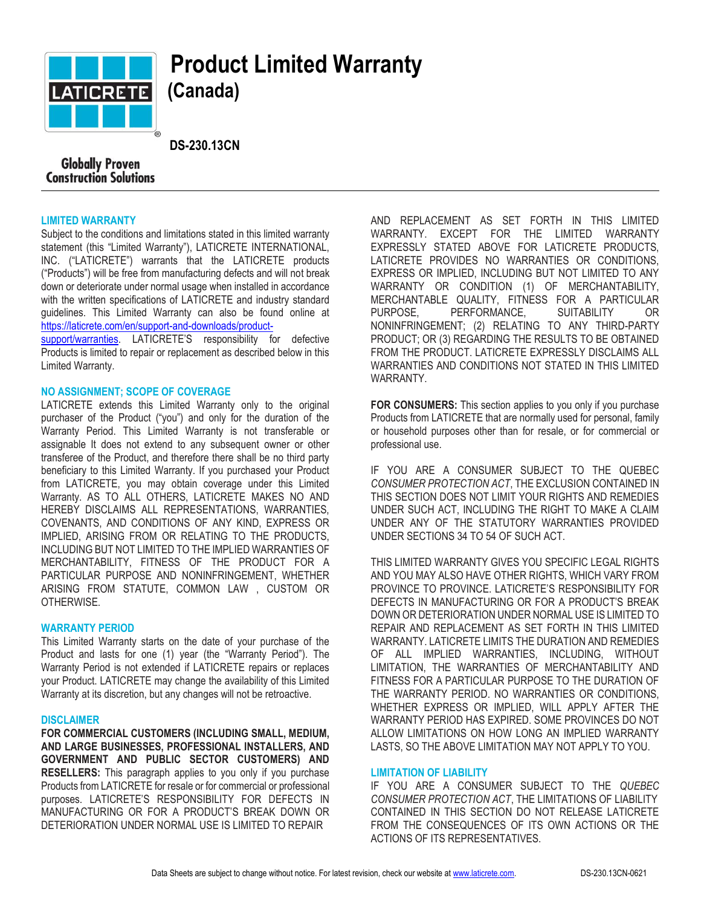# Product Limited Warranty

## (Canada)

**DS-230.13CN**

Globally Proven Construction Solutions

### LIMITED WARRANTY

Subject to the conditions and limitations stated in this limited warranty statement (this "Limited Warranty"), LATICRETE INTERNATIONAL, INC. ("LATICRETE") warrants that the LATICRETE products ("Products") will be free from manufacturing defects and will not break down or deteriorate under normal usage when installed in accordance with the written specifications of LATICRETE and industry standard guidelines. This Limited Warranty can also be found online at [https://laticrete.com/en/support-and-downloads/product-support/warranties](https://laticrete.com/en/support-and-downloads/product-support/warranties). LATICRETE'S responsibility for defective Products is limited to repair or replacement as described below in this Limited Warranty.

### NO ASSIGNMENT; SCOPE OF COVERAGE

LATICRETE extends this Limited Warranty only to the original purchaser of the Product ("you") and only for the duration of the Warranty Period. This Limited Warranty is not transferable or assignable It does not extend to any subsequent owner or other transferee of the Product, and therefore there shall be no third party beneficiary to this Limited Warranty. If you purchased your Product from LATICRETE, you may obtain coverage under this Limited Warranty. AS TO ALL OTHERS, LATICRETE MAKES NO AND HEREBY DISCLAIMS ALL REPRESENTATIONS, WARRANTIES, COVENANTS, AND CONDITIONS OF ANY KIND, EXPRESS OR IMPLIED, ARISING FROM OR RELATING TO THE PRODUCTS, INCLUDING BUT NOT LIMITED TO THE IMPLIED WARRANTIES OF MERCHANTABILITY, FITNESS OF THE PRODUCT FOR A PARTICULAR PURPOSE AND NONINFRINGEMENT, WHETHER ARISING FROM STATUTE, COMMON LAW , CUSTOM OR OTHERWISE.

### WARRANTY PERIOD

This Limited Warranty starts on the date of your purchase of the Product and lasts for one (1) year (the "Warranty Period"). The Warranty Period is not extended if LATICRETE repairs or replaces your Product. LATICRETE may change the availability of this Limited Warranty at its discretion, but any changes will not be retroactive.

### DISCLAIMER

**FOR COMMERCIAL CUSTOMERS (INCLUDING SMALL, MEDIUM, AND LARGE BUSINESSES, PROFESSIONAL INSTALLERS, AND GOVERNMENT AND PUBLIC SECTOR CUSTOMERS) AND RESELLERS:** This paragraph applies to you only if you purchase Products from LATICRETE for resale or for commercial or professional purposes. LATICRETE'S RESPONSIBILITY FOR DEFECTS IN MANUFACTURING OR FOR A PRODUCT'S BREAK DOWN OR DETERIORATION UNDER NORMAL USE IS LIMITED TO REPAIR AND REPLACEMENT AS SET FORTH IN THIS LIMITED WARRANTY. EXCEPT FOR THE LIMITED WARRANTY EXPRESSLY STATED ABOVE FOR LATICRETE PRODUCTS, LATICRETE PROVIDES NO WARRANTIES OR CONDITIONS, EXPRESS OR IMPLIED, INCLUDING BUT NOT LIMITED TO ANY WARRANTY OR CONDITION (1) OF MERCHANTABILITY, MERCHANTABLE QUALITY, FITNESS FOR A PARTICULAR PURPOSE, PERFORMANCE, SUITABILITY OR NONINFRINGEMENT; (2) RELATING TO ANY THIRD-PARTY PRODUCT; OR (3) REGARDING THE RESULTS TO BE OBTAINED FROM THE PRODUCT. LATICRETE EXPRESSLY DISCLAIMS ALL WARRANTIES AND CONDITIONS NOT STATED IN THIS LIMITED WARRANTY.

**FOR CONSUMERS:** This section applies to you only if you purchase Products from LATICRETE that are normally used for personal, family or household purposes other than for resale, or for commercial or professional use.

IF YOU ARE A CONSUMER SUBJECT TO THE QUEBEC *CONSUMER PROTECTION ACT*, THE EXCLUSION CONTAINED IN THIS SECTION DOES NOT LIMIT YOUR RIGHTS AND REMEDIES UNDER SUCH ACT, INCLUDING THE RIGHT TO MAKE A CLAIM UNDER ANY OF THE STATUTORY WARRANTIES PROVIDED UNDER SECTIONS 34 TO 54 OF SUCH ACT.

THIS LIMITED WARRANTY GIVES YOU SPECIFIC LEGAL RIGHTS AND YOU MAY ALSO HAVE OTHER RIGHTS, WHICH VARY FROM PROVINCE TO PROVINCE. LATICRETE'S RESPONSIBILITY FOR DEFECTS IN MANUFACTURING OR FOR A PRODUCT'S BREAK DOWN OR DETERIORATION UNDER NORMAL USE IS LIMITED TO REPAIR AND REPLACEMENT AS SET FORTH IN THIS LIMITED WARRANTY. LATICRETE LIMITS THE DURATION AND REMEDIES OF ALL IMPLIED WARRANTIES, INCLUDING, WITHOUT LIMITATION, THE WARRANTIES OF MERCHANTABILITY AND FITNESS FOR A PARTICULAR PURPOSE TO THE DURATION OF THE WARRANTY PERIOD. NO WARRANTIES OR CONDITIONS, WHETHER EXPRESS OR IMPLIED, WILL APPLY AFTER THE WARRANTY PERIOD HAS EXPIRED. SOME PROVINCES DO NOT ALLOW LIMITATIONS ON HOW LONG AN IMPLIED WARRANTY LASTS, SO THE ABOVE LIMITATION MAY NOT APPLY TO YOU.

### LIMITATION OF LIABILITY

IF YOU ARE A CONSUMER SUBJECT TO THE *QUEBEC CONSUMER PROTECTION ACT*, THE LIMITATIONS OF LIABILITY CONTAINED IN THIS SECTION DO NOT RELEASE LATICRETE FROM THE CONSEQUENCES OF ITS OWN ACTIONS OR THE ACTIONS OF ITS REPRESENTATIVES.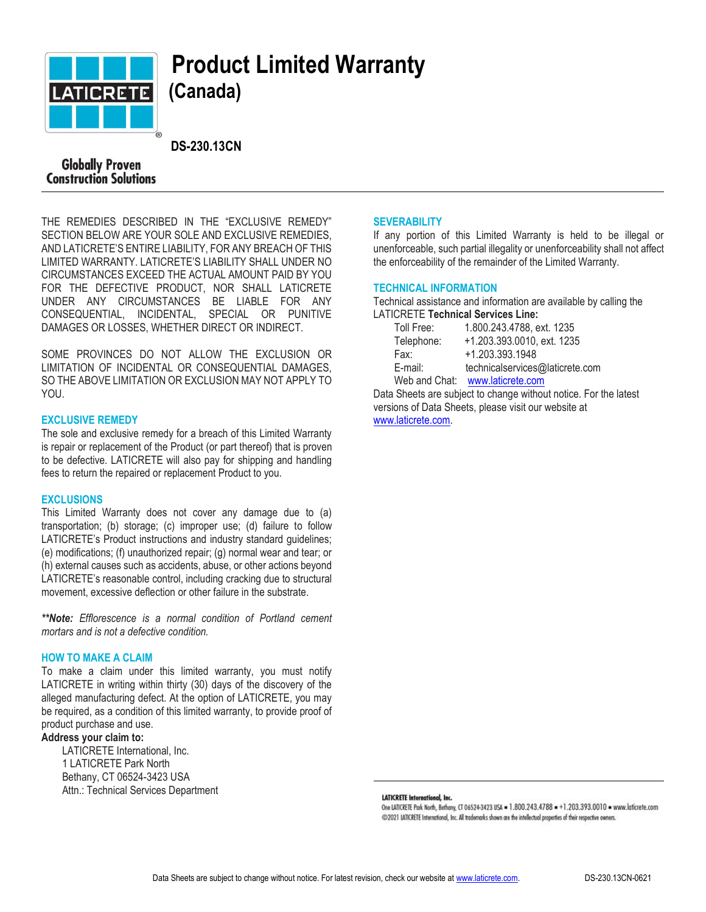# Product Limited Warranty

## (Canada)

**DS-230.13CN**

Globally Proven Construction Solutions

THE REMEDIES DESCRIBED IN THE "EXCLUSIVE REMEDY" SECTION BELOW ARE YOUR SOLE AND EXCLUSIVE REMEDIES, AND LATICRETE'S ENTIRE LIABILITY, FOR ANY BREACH OF THIS LIMITED WARRANTY. LATICRETE'S LIABILITY SHALL UNDER NO CIRCUMSTANCES EXCEED THE ACTUAL AMOUNT PAID BY YOU FOR THE DEFECTIVE PRODUCT, NOR SHALL LATICRETE UNDER ANY CIRCUMSTANCES BE LIABLE FOR ANY CONSEQUENTIAL, INCIDENTAL, SPECIAL OR PUNITIVE DAMAGES OR LOSSES, WHETHER DIRECT OR INDIRECT.

SOME PROVINCES DO NOT ALLOW THE EXCLUSION OR LIMITATION OF INCIDENTAL OR CONSEQUENTIAL DAMAGES, SO THE ABOVE LIMITATION OR EXCLUSION MAY NOT APPLY TO YOU.

### EXCLUSIVE REMEDY

The sole and exclusive remedy for a breach of this Limited Warranty is repair or replacement of the Product (or part thereof) that is proven to be defective. LATICRETE will also pay for shipping and handling fees to return the repaired or replacement Product to you.

### EXCLUSIONS

This Limited Warranty does not cover any damage due to (a) transportation; (b) storage; (c) improper use; (d) failure to follow LATICRETE's Product instructions and industry standard guidelines; (e) modifications; (f) unauthorized repair; (g) normal wear and tear; or (h) external causes such as accidents, abuse, or other actions beyond LATICRETE's reasonable control, including cracking due to structural movement, excessive deflection or other failure in the substrate.

***Note:** *Efflorescence is a normal condition of Portland cement mortars and is not a defective condition.*

### HOW TO MAKE A CLAIM

To make a claim under this limited warranty, you must notify LATICRETE in writing within thirty (30) days of the discovery of the alleged manufacturing defect. At the option of LATICRETE, you may be required, as a condition of this limited warranty, to provide proof of product purchase and use.

**Address your claim to:**

LATICRETE International, Inc.
1 LATICRETE Park North
Bethany, CT 06524-3423 USA
Attn.: Technical Services Department

### SEVERABILITY

If any portion of this Limited Warranty is held to be illegal or unenforceable, such partial illegality or unenforceability shall not affect the enforceability of the remainder of the Limited Warranty.

### TECHNICAL INFORMATION

Technical assistance and information are available by calling the LATICRETE **Technical Services Line:**

| | |
|---|---|
| Toll Free: | 1.800.243.4788, ext. 1235 |
| Telephone: | +1.203.393.0010, ext. 1235 |
| Fax: | +1.203.393.1948 |
| E-mail: | technicalservices@laticrete.com |
| Web and Chat: | www.laticrete.com |

Data Sheets are subject to change without notice. For the latest versions of Data Sheets, please visit our website at www.laticrete.com.

**LATICRETE International, Inc.**
One LATICRETE Park North, Bethany, CT 06524-3423 USA ▪ 1.800.243.4788 ▪ +1.203.393.0010 ▪ www.laticrete.com
©2021 LATICRETE International, Inc. All trademarks shown are the intellectual properties of their respective owners.

Data Sheets are subject to change without notice. For latest revision, check our website at www.laticrete.com. DS-230.13CN-0621